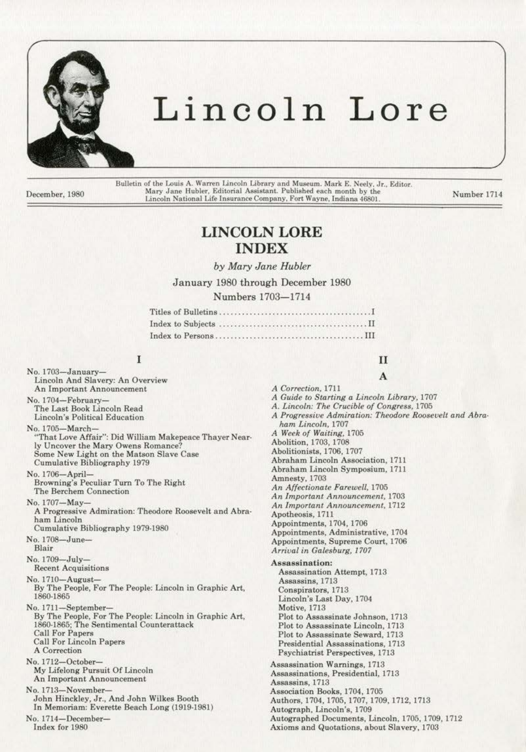# Lincoln Lore

December, 1980

Bulletin of the Louis A. Warren Lincoln Library and Museum. Mark E. Neely, Jr., Editor. Mary Jane Hubler, Editorial Assistant. Published each month by the Lincoln National Life Insurance Company, Fort Wayne, Indiana 46801.

Number 1714

## LINCOLN LORE INDEX

*by Mary Jane Hubler*

January 1980 through December 1980

Numbers 1703—1714

Titles of Bulletins .......................................I
Index to Subjects .......................................II
Index to Persons .......................................III

### I

No. 1703—January—
Lincoln And Slavery: An Overview
An Important Announcement

No. 1704—February—
The Last Book Lincoln Read
Lincoln's Political Education

No. 1705—March—
"That Love Affair": Did William Makepeace Thayer Nearly Uncover the Mary Owens Romance?
Some New Light on the Matson Slave Case
Cumulative Bibliography 1979

No. 1706—April—
Browning's Peculiar Turn To The Right
The Berchem Connection

No. 1707—May—
A Progressive Admiration: Theodore Roosevelt and Abraham Lincoln
Cumulative Bibliography 1979-1980

No. 1708—June—
Blair

No. 1709—July—
Recent Acquisitions

No. 1710—August—
By The People, For The People: Lincoln in Graphic Art, 1860-1865

No. 1711—September—
By The People, For The People: Lincoln in Graphic Art, 1860-1865; The Sentimental Counterattack
Call For Papers
Call For Lincoln Papers
A Correction

No. 1712—October—
My Lifelong Pursuit Of Lincoln
An Important Announcement

No. 1713—November—
John Hinckley, Jr., And John Wilkes Booth
In Memoriam: Everette Beach Long (1919-1981)

No. 1714—December—
Index for 1980

### II

#### A

*A Correction*, 1711
*A Guide to Starting a Lincoln Library*, 1707
*A. Lincoln: The Crucible of Congress*, 1705
*A Progressive Admiration: Theodore Roosevelt and Abraham Lincoln*, 1707
*A Week of Waiting*, 1705
Abolition, 1703, 1708
Abolitionists, 1706, 1707
Abraham Lincoln Association, 1711
Abraham Lincoln Symposium, 1711
Amnesty, 1703
*An Affectionate Farewell*, 1705
*An Important Announcement*, 1703
*An Important Announcement*, 1712
Apotheosis, 1711
Appointments, 1704, 1706
Appointments, Administrative, 1704
Appointments, Supreme Court, 1706
*Arrival in Galesburg*, 1707

**Assassination:**
Assassination Attempt, 1713
Assassins, 1713
Conspirators, 1713
Lincoln's Last Day, 1704
Motive, 1713
Plot to Assassinate Johnson, 1713
Plot to Assassinate Lincoln, 1713
Plot to Assassinate Seward, 1713
Presidential Assassinations, 1713
Psychiatrist Perspectives, 1713

Assassination Warnings, 1713
Assassinations, Presidential, 1713
Assassins, 1713
Association Books, 1704, 1705
Authors, 1704, 1705, 1707, 1709, 1712, 1713
Autograph, Lincoln's, 1709
Autographed Documents, Lincoln, 1705, 1709, 1712
Axioms and Quotations, about Slavery, 1703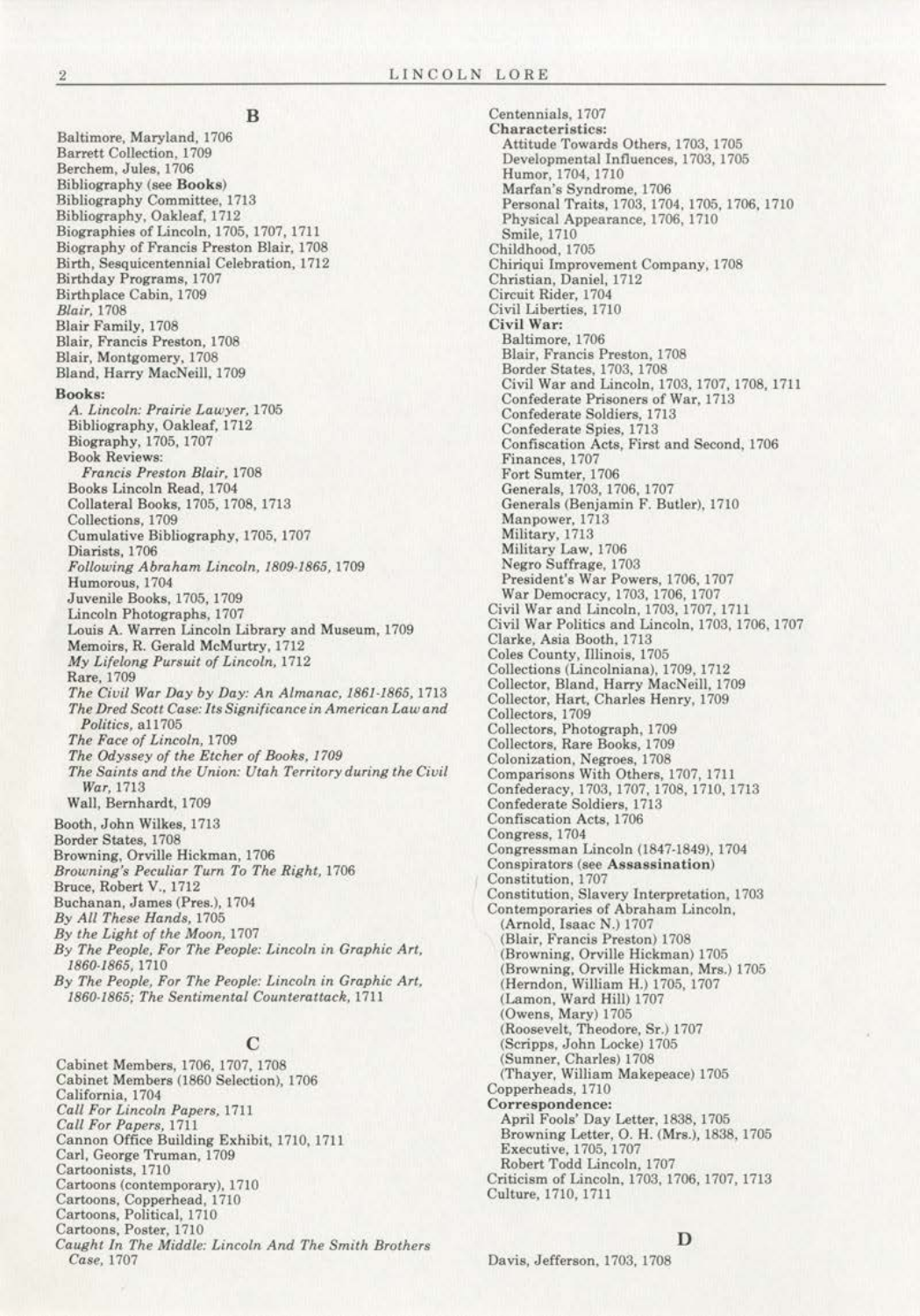## B

Baltimore, Maryland, 1706
Barrett Collection, 1709
Berchem, Jules, 1706
Bibliography (see **Books**)
Bibliography Committee, 1713
Bibliography, Oakleaf, 1712
Biographies of Lincoln, 1705, 1707, 1711
Biography of Francis Preston Blair, 1708
Birth, Sesquicentennial Celebration, 1712
Birthday Programs, 1707
Birthplace Cabin, 1709
*Blair*, 1708
Blair Family, 1708
Blair, Francis Preston, 1708
Blair, Montgomery, 1708
Bland, Harry MacNeill, 1709

**Books:**
- *A. Lincoln: Prairie Lawyer*, 1705
- Bibliography, Oakleaf, 1712
- Biography, 1705, 1707
- Book Reviews:
  - *Francis Preston Blair*, 1708
- Books Lincoln Read, 1704
- Collateral Books, 1705, 1708, 1713
- Collections, 1709
- Cumulative Bibliography, 1705, 1707
- Diarists, 1706
- *Following Abraham Lincoln, 1809-1865*, 1709
- Humorous, 1704
- Juvenile Books, 1705, 1709
- Lincoln Photographs, 1707
- Louis A. Warren Lincoln Library and Museum, 1709
- Memoirs, R. Gerald McMurtry, 1712
- *My Lifelong Pursuit of Lincoln*, 1712
- Rare, 1709
- *The Civil War Day by Day: An Almanac, 1861-1865*, 1713
- *The Dred Scott Case: Its Significance in American Law and Politics*, a11705
- *The Face of Lincoln*, 1709
- *The Odyssey of the Etcher of Books*, 1709
- *The Saints and the Union: Utah Territory during the Civil War*, 1713
- Wall, Bernhardt, 1709

Booth, John Wilkes, 1713
Border States, 1708
Browning, Orville Hickman, 1706
*Browning's Peculiar Turn To The Right*, 1706
Bruce, Robert V., 1712
Buchanan, James (Pres.), 1704
*By All These Hands*, 1705
*By the Light of the Moon*, 1707
*By The People, For The People: Lincoln in Graphic Art, 1860-1865*, 1710
*By The People, For The People: Lincoln in Graphic Art, 1860-1865; The Sentimental Counterattack*, 1711

## C

Cabinet Members, 1706, 1707, 1708
Cabinet Members (1860 Selection), 1706
California, 1704
*Call For Lincoln Papers*, 1711
*Call For Papers*, 1711
Cannon Office Building Exhibit, 1710, 1711
Carl, George Truman, 1709
Cartoonists, 1710
Cartoons (contemporary), 1710
Cartoons, Copperhead, 1710
Cartoons, Political, 1710
Cartoons, Poster, 1710
*Caught In The Middle: Lincoln And The Smith Brothers Case*, 1707
Centennials, 1707

**Characteristics:**
- Attitude Towards Others, 1703, 1705
- Developmental Influences, 1703, 1705
- Humor, 1704, 1710
- Marfan's Syndrome, 1706
- Personal Traits, 1703, 1704, 1705, 1706, 1710
- Physical Appearance, 1706, 1710
- Smile, 1710

Childhood, 1705
Chiriqui Improvement Company, 1708
Christian, Daniel, 1712
Circuit Rider, 1704
Civil Liberties, 1710

**Civil War:**
- Baltimore, 1706
- Blair, Francis Preston, 1708
- Border States, 1703, 1708
- Civil War and Lincoln, 1703, 1707, 1708, 1711
- Confederate Prisoners of War, 1713
- Confederate Soldiers, 1713
- Confederate Spies, 1713
- Confiscation Acts, First and Second, 1706
- Finances, 1707
- Fort Sumter, 1706
- Generals, 1703, 1706, 1707
- Generals (Benjamin F. Butler), 1710
- Manpower, 1713
- Military, 1713
- Military Law, 1706
- Negro Suffrage, 1703
- President's War Powers, 1706, 1707
- War Democracy, 1703, 1706, 1707

Civil War and Lincoln, 1703, 1707, 1711
Civil War Politics and Lincoln, 1703, 1706, 1707
Clarke, Asia Booth, 1713
Coles County, Illinois, 1705
Collections (Lincolniana), 1709, 1712
Collector, Bland, Harry MacNeill, 1709
Collector, Hart, Charles Henry, 1709
Collectors, 1709
Collectors, Photograph, 1709
Collectors, Rare Books, 1709
Colonization, Negroes, 1708
Comparisons With Others, 1707, 1711
Confederacy, 1703, 1707, 1708, 1710, 1713
Confederate Soldiers, 1713
Confiscation Acts, 1706
Congress, 1704
Congressman Lincoln (1847-1849), 1704
Conspirators (see **Assassination**)
Constitution, 1707
Constitution, Slavery Interpretation, 1703
Contemporaries of Abraham Lincoln,
- (Arnold, Isaac N.) 1707
- (Blair, Francis Preston) 1708
- (Browning, Orville Hickman) 1705
- (Browning, Orville Hickman, Mrs.) 1705
- (Herndon, William H.) 1705, 1707
- (Lamon, Ward Hill) 1707
- (Owens, Mary) 1705
- (Roosevelt, Theodore, Sr.) 1707
- (Scripps, John Locke) 1705
- (Sumner, Charles) 1708
- (Thayer, William Makepeace) 1705

Copperheads, 1710

**Correspondence:**
- April Fools' Day Letter, 1838, 1705
- Browning Letter, O. H. (Mrs.), 1838, 1705
- Executive, 1705, 1707
- Robert Todd Lincoln, 1707

Criticism of Lincoln, 1703, 1706, 1707, 1713
Culture, 1710, 1711

## D

Davis, Jefferson, 1703, 1708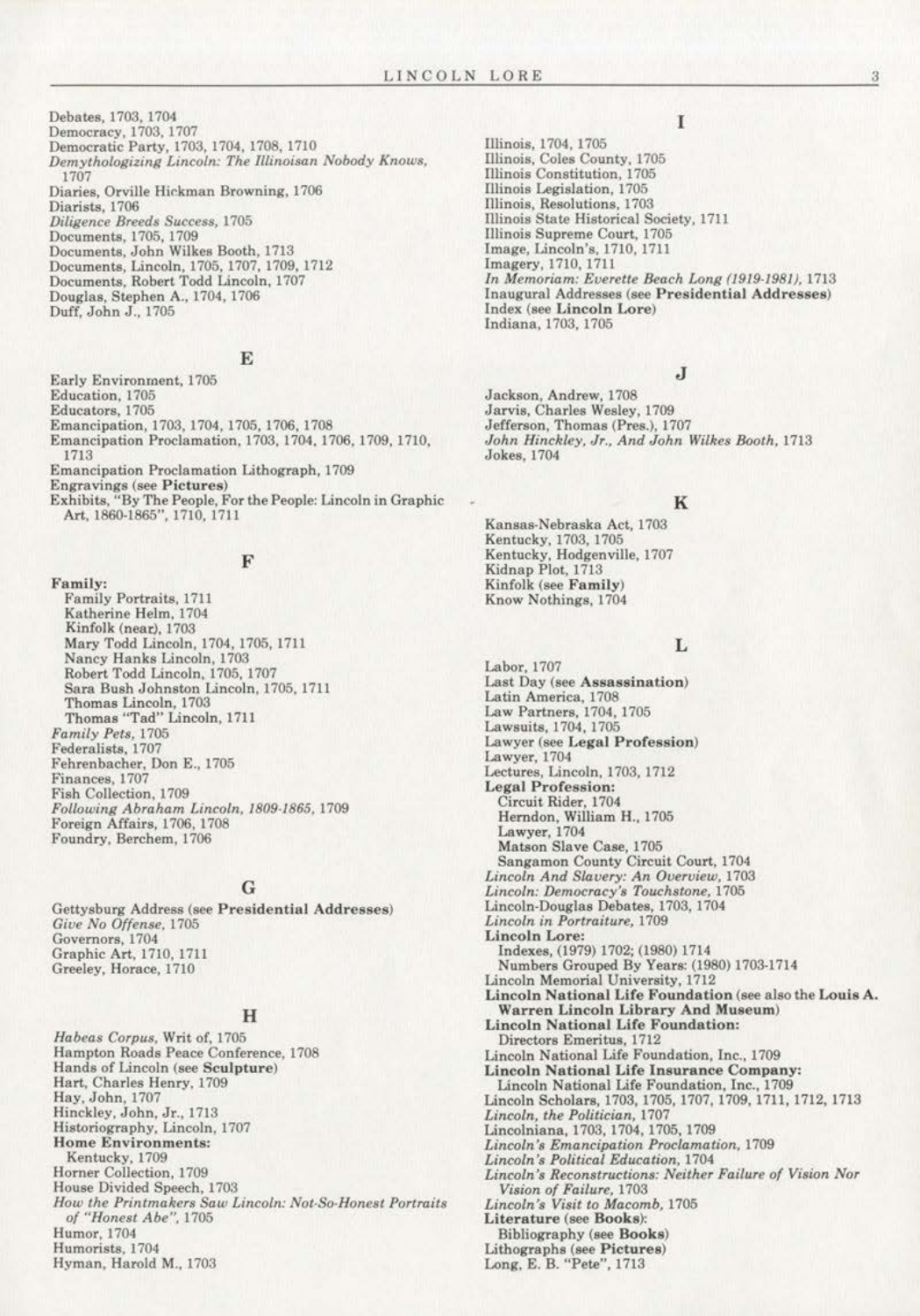Debates, 1703, 1704
Democracy, 1703, 1707
Democratic Party, 1703, 1704, 1708, 1710
*Demythologizing Lincoln: The Illinoisan Nobody Knows,* 1707
Diaries, Orville Hickman Browning, 1706
Diarists, 1706
*Diligence Breeds Success,* 1705
Documents, 1705, 1709
Documents, John Wilkes Booth, 1713
Documents, Lincoln, 1705, 1707, 1709, 1712
Documents, Robert Todd Lincoln, 1707
Douglas, Stephen A., 1704, 1706
Duff, John J., 1705

## E

Early Environment, 1705
Education, 1705
Educators, 1705
Emancipation, 1703, 1704, 1705, 1706, 1708
Emancipation Proclamation, 1703, 1704, 1706, 1709, 1710, 1713
Emancipation Proclamation Lithograph, 1709
Engravings (see **Pictures**)
Exhibits, "By The People, For the People: Lincoln in Graphic Art, 1860-1865", 1710, 1711

## F

**Family:**
- Family Portraits, 1711
- Katherine Helm, 1704
- Kinfolk (near), 1703
- Mary Todd Lincoln, 1704, 1705, 1711
- Nancy Hanks Lincoln, 1703
- Robert Todd Lincoln, 1705, 1707
- Sara Bush Johnston Lincoln, 1705, 1711
- Thomas Lincoln, 1703
- Thomas "Tad" Lincoln, 1711

*Family Pets,* 1705
Federalists, 1707
Fehrenbacher, Don E., 1705
Finances, 1707
Fish Collection, 1709
*Following Abraham Lincoln, 1809-1865,* 1709
Foreign Affairs, 1706, 1708
Foundry, Berchem, 1706

## G

Gettysburg Address (see **Presidential Addresses**)
*Give No Offense,* 1705
Governors, 1704
Graphic Art, 1710, 1711
Greeley, Horace, 1710

## H

*Habeas Corpus,* Writ of, 1705
Hampton Roads Peace Conference, 1708
Hands of Lincoln (see **Sculpture**)
Hart, Charles Henry, 1709
Hay, John, 1707
Hinckley, John, Jr., 1713
Historiography, Lincoln, 1707
**Home Environments:**
- Kentucky, 1709

Horner Collection, 1709
House Divided Speech, 1703
*How the Printmakers Saw Lincoln: Not-So-Honest Portraits of "Honest Abe",* 1705
Humor, 1704
Humorists, 1704
Hyman, Harold M., 1703

## I

Illinois, 1704, 1705
Illinois, Coles County, 1705
Illinois Constitution, 1705
Illinois Legislation, 1705
Illinois, Resolutions, 1703
Illinois State Historical Society, 1711
Illinois Supreme Court, 1705
Image, Lincoln's, 1710, 1711
Imagery, 1710, 1711
*In Memoriam: Everette Beach Long (1919-1981),* 1713
Inaugural Addresses (see **Presidential Addresses**)
Index (see **Lincoln Lore**)
Indiana, 1703, 1705

## J

Jackson, Andrew, 1708
Jarvis, Charles Wesley, 1709
Jefferson, Thomas (Pres.), 1707
*John Hinckley, Jr., And John Wilkes Booth,* 1713
Jokes, 1704

## K

Kansas-Nebraska Act, 1703
Kentucky, 1703, 1705
Kentucky, Hodgenville, 1707
Kidnap Plot, 1713
Kinfolk (see **Family**)
Know Nothings, 1704

## L

Labor, 1707
Last Day (see **Assassination**)
Latin America, 1708
Law Partners, 1704, 1705
Lawsuits, 1704, 1705
Lawyer (see **Legal Profession**)
Lawyer, 1704
Lectures, Lincoln, 1703, 1712
**Legal Profession:**
- Circuit Rider, 1704
- Herndon, William H., 1705
- Lawyer, 1704
- Matson Slave Case, 1705
- Sangamon County Circuit Court, 1704

*Lincoln And Slavery: An Overview,* 1703
*Lincoln: Democracy's Touchstone,* 1705
Lincoln-Douglas Debates, 1703, 1704
*Lincoln in Portraiture,* 1709
**Lincoln Lore:**
- Indexes, (1979) 1702; (1980) 1714
- Numbers Grouped By Years: (1980) 1703-1714

Lincoln Memorial University, 1712
**Lincoln National Life Foundation** (see also the **Louis A. Warren Lincoln Library And Museum**)
**Lincoln National Life Foundation:**
- Directors Emeritus, 1712

Lincoln National Life Foundation, Inc., 1709
**Lincoln National Life Insurance Company:**
- Lincoln National Life Foundation, Inc., 1709

Lincoln Scholars, 1703, 1705, 1707, 1709, 1711, 1712, 1713
*Lincoln, the Politician,* 1707
Lincolniana, 1703, 1704, 1705, 1709
*Lincoln's Emancipation Proclamation,* 1709
*Lincoln's Political Education,* 1704
*Lincoln's Reconstructions: Neither Failure of Vision Nor Vision of Failure,* 1703
*Lincoln's Visit to Macomb,* 1705
**Literature (see Books):**
- Bibliography (see **Books**)

Lithographs (see **Pictures**)
Long, E. B. "Pete", 1713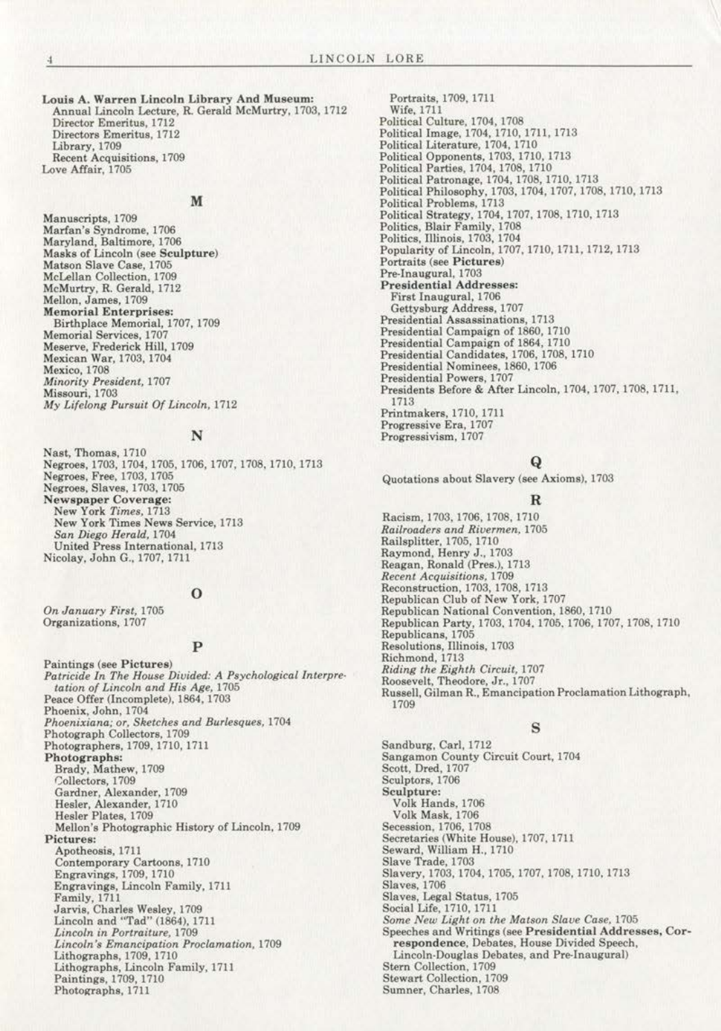**Louis A. Warren Lincoln Library And Museum:**
Annual Lincoln Lecture, R. Gerald McMurtry, 1703, 1712
Director Emeritus, 1712
Directors Emeritus, 1712
Library, 1709
Recent Acquisitions, 1709
Love Affair, 1705

## M

Manuscripts, 1709
Marfan's Syndrome, 1706
Maryland, Baltimore, 1706
Masks of Lincoln (see **Sculpture**)
Matson Slave Case, 1705
McLellan Collection, 1709
McMurtry, R. Gerald, 1712
Mellon, James, 1709
**Memorial Enterprises:**
Birthplace Memorial, 1707, 1709
Memorial Services, 1707
Meserve, Frederick Hill, 1709
Mexican War, 1703, 1704
Mexico, 1708
*Minority President*, 1707
Missouri, 1703
*My Lifelong Pursuit Of Lincoln*, 1712

## N

Nast, Thomas, 1710
Negroes, 1703, 1704, 1705, 1706, 1707, 1708, 1710, 1713
Negroes, Free, 1703, 1705
Negroes, Slaves, 1703, 1705
**Newspaper Coverage:**
New York *Times*, 1713
New York Times News Service, 1713
*San Diego Herald*, 1704
United Press International, 1713
Nicolay, John G., 1707, 1711

## O

*On January First*, 1705
Organizations, 1707

## P

Paintings (see **Pictures**)
*Patricide In The House Divided: A Psychological Interpretation of Lincoln and His Age*, 1705
Peace Offer (Incomplete), 1864, 1703
Phoenix, John, 1704
*Phoenixiana; or, Sketches and Burlesques*, 1704
Photograph Collectors, 1709
Photographers, 1709, 1710, 1711
**Photographs:**
Brady, Mathew, 1709
Collectors, 1709
Gardner, Alexander, 1709
Hesler, Alexander, 1710
Hesler Plates, 1709
Mellon's Photographic History of Lincoln, 1709
**Pictures:**
Apotheosis, 1711
Contemporary Cartoons, 1710
Engravings, 1709, 1710
Engravings, Lincoln Family, 1711
Family, 1711
Jarvis, Charles Wesley, 1709
Lincoln and "Tad" (1864), 1711
*Lincoln in Portraiture*, 1709
*Lincoln's Emancipation Proclamation*, 1709
Lithographs, 1709, 1710
Lithographs, Lincoln Family, 1711
Paintings, 1709, 1710
Photographs, 1711
Portraits, 1709, 1711
Wife, 1711
Political Culture, 1704, 1708
Political Image, 1704, 1710, 1711, 1713
Political Literature, 1704, 1710
Political Opponents, 1703, 1710, 1713
Political Parties, 1704, 1708, 1710
Political Patronage, 1704, 1708, 1710, 1713
Political Philosophy, 1703, 1704, 1707, 1708, 1710, 1713
Political Problems, 1713
Political Strategy, 1704, 1707, 1708, 1710, 1713
Politics, Blair Family, 1708
Politics, Illinois, 1703, 1704
Popularity of Lincoln, 1707, 1710, 1711, 1712, 1713
Portraits (see **Pictures**)
Pre-Inaugural, 1703
**Presidential Addresses:**
First Inaugural, 1706
Gettysburg Address, 1707
Presidential Assassinations, 1713
Presidential Campaign of 1860, 1710
Presidential Campaign of 1864, 1710
Presidential Candidates, 1706, 1708, 1710
Presidential Nominees, 1860, 1706
Presidential Powers, 1707
Presidents Before & After Lincoln, 1704, 1707, 1708, 1711, 1713
Printmakers, 1710, 1711
Progressive Era, 1707
Progressivism, 1707

## Q

Quotations about Slavery (see Axioms), 1703

## R

Racism, 1703, 1706, 1708, 1710
*Railroaders and Rivermen*, 1705
Railsplitter, 1705, 1710
Raymond, Henry J., 1703
Reagan, Ronald (Pres.), 1713
*Recent Acquisitions*, 1709
Reconstruction, 1703, 1708, 1713
Republican Club of New York, 1707
Republican National Convention, 1860, 1710
Republican Party, 1703, 1704, 1705, 1706, 1707, 1708, 1710
Republicans, 1705
Resolutions, Illinois, 1703
Richmond, 1713
*Riding the Eighth Circuit*, 1707
Roosevelt, Theodore, Jr., 1707
Russell, Gilman R., Emancipation Proclamation Lithograph, 1709

## S

Sandburg, Carl, 1712
Sangamon County Circuit Court, 1704
Scott, Dred, 1707
Sculptors, 1706
**Sculpture:**
Volk Hands, 1706
Volk Mask, 1706
Secession, 1706, 1708
Secretaries (White House), 1707, 1711
Seward, William H., 1710
Slave Trade, 1703
Slavery, 1703, 1704, 1705, 1707, 1708, 1710, 1713
Slaves, 1706
Slaves, Legal Status, 1705
Social Life, 1710, 1711
*Some New Light on the Matson Slave Case*, 1705
Speeches and Writings (see **Presidential Addresses, Correspondence**, Debates, House Divided Speech, Lincoln-Douglas Debates, and Pre-Inaugural)
Stern Collection, 1709
Stewart Collection, 1709
Sumner, Charles, 1708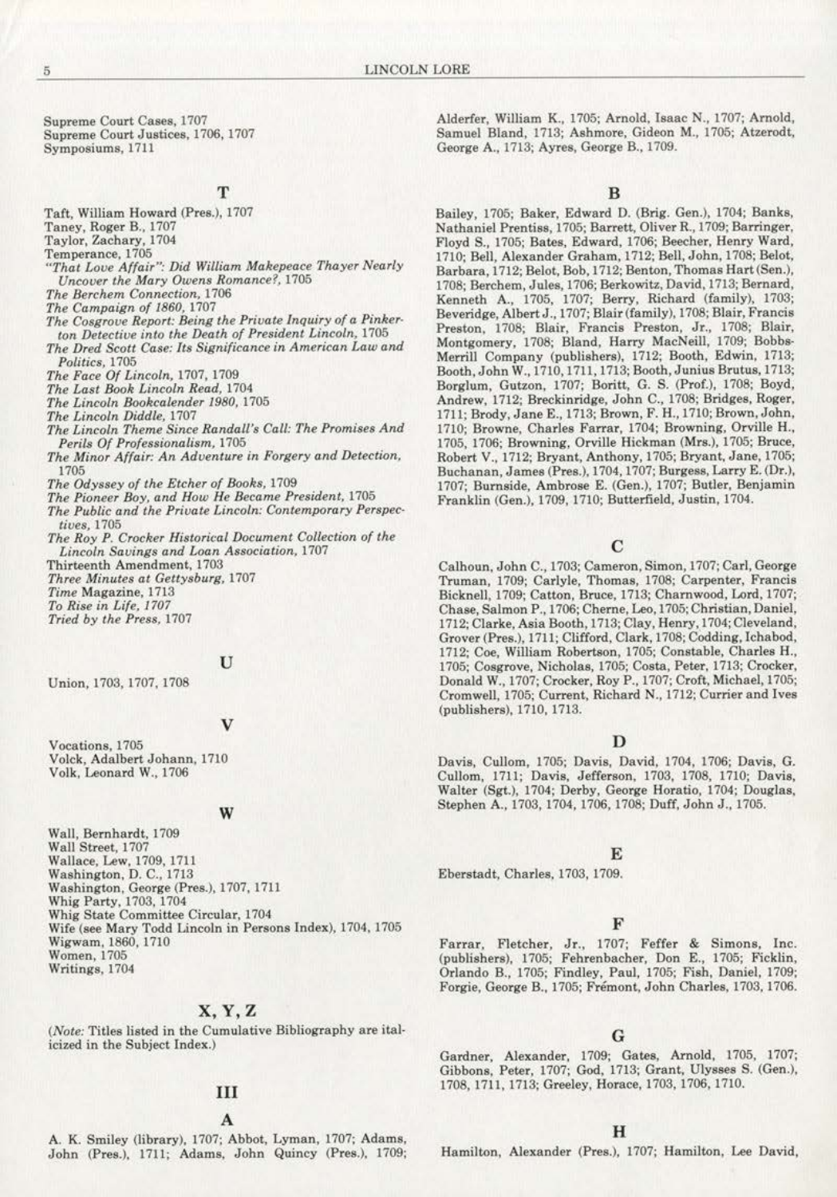Supreme Court Cases, 1707
Supreme Court Justices, 1706, 1707
Symposiums, 1711

## T

Taft, William Howard (Pres.), 1707
Taney, Roger B., 1707
Taylor, Zachary, 1704
Temperance, 1705
*"That Love Affair": Did William Makepeace Thayer Nearly Uncover the Mary Owens Romance?*, 1705
*The Berchem Connection*, 1706
*The Campaign of 1860*, 1707
*The Cosgrove Report: Being the Private Inquiry of a Pinkerton Detective into the Death of President Lincoln*, 1705
*The Dred Scott Case: Its Significance in American Law and Politics*, 1705
*The Face Of Lincoln*, 1707, 1709
*The Last Book Lincoln Read*, 1704
*The Lincoln Bookcalender 1980*, 1705
*The Lincoln Diddle*, 1707
*The Lincoln Theme Since Randall's Call: The Promises And Perils Of Professionalism*, 1705
*The Minor Affair: An Adventure in Forgery and Detection*, 1705
*The Odyssey of the Etcher of Books*, 1709
*The Pioneer Boy, and How He Became President*, 1705
*The Public and the Private Lincoln: Contemporary Perspectives*, 1705
*The Roy P. Crocker Historical Document Collection of the Lincoln Savings and Loan Association*, 1707
Thirteenth Amendment, 1703
*Three Minutes at Gettysburg*, 1707
*Time* Magazine, 1713
*To Rise in Life*, 1707
*Tried by the Press*, 1707

## U

Union, 1703, 1707, 1708

## V

Vocations, 1705
Volck, Adalbert Johann, 1710
Volk, Leonard W., 1706

## W

Wall, Bernhardt, 1709
Wall Street, 1707
Wallace, Lew, 1709, 1711
Washington, D. C., 1713
Washington, George (Pres.), 1707, 1711
Whig Party, 1703, 1704
Whig State Committee Circular, 1704
Wife (see Mary Todd Lincoln in Persons Index), 1704, 1705
Wigwam, 1860, 1710
Women, 1705
Writings, 1704

## X, Y, Z

(*Note:* Titles listed in the Cumulative Bibliography are italicized in the Subject Index.)

# III

## A

A. K. Smiley (library), 1707; Abbot, Lyman, 1707; Adams, John (Pres.), 1711; Adams, John Quincy (Pres.), 1709; Alderfer, William K., 1705; Arnold, Isaac N., 1707; Arnold, Samuel Bland, 1713; Ashmore, Gideon M., 1705; Atzerodt, George A., 1713; Ayres, George B., 1709.

## B

Bailey, 1705; Baker, Edward D. (Brig. Gen.), 1704; Banks, Nathaniel Prentiss, 1705; Barrett, Oliver R., 1709; Barringer, Floyd S., 1705; Bates, Edward, 1706; Beecher, Henry Ward, 1710; Bell, Alexander Graham, 1712; Bell, John, 1708; Belot, Barbara, 1712; Belot, Bob, 1712; Benton, Thomas Hart (Sen.), 1708; Berchem, Jules, 1706; Berkowitz, David, 1713; Bernard, Kenneth A., 1705, 1707; Berry, Richard (family), 1703; Beveridge, Albert J., 1707; Blair (family), 1708; Blair, Francis Preston, 1708; Blair, Francis Preston, Jr., 1708; Blair, Montgomery, 1708; Bland, Harry MacNeill, 1709; Bobbs-Merrill Company (publishers), 1712; Booth, Edwin, 1713; Booth, John W., 1710, 1711, 1713; Booth, Junius Brutus, 1713; Borglum, Gutzon, 1707; Boritt, G. S. (Prof.), 1708; Boyd, Andrew, 1712; Breckinridge, John C., 1708; Bridges, Roger, 1711; Brody, Jane E., 1713; Brown, F. H., 1710; Brown, John, 1710; Browne, Charles Farrar, 1704; Browning, Orville H., 1705, 1706; Browning, Orville Hickman (Mrs.), 1705; Bruce, Robert V., 1712; Bryant, Anthony, 1705; Bryant, Jane, 1705; Buchanan, James (Pres.), 1704, 1707; Burgess, Larry E. (Dr.), 1707; Burnside, Ambrose E. (Gen.), 1707; Butler, Benjamin Franklin (Gen.), 1709, 1710; Butterfield, Justin, 1704.

## C

Calhoun, John C., 1703; Cameron, Simon, 1707; Carl, George Truman, 1709; Carlyle, Thomas, 1708; Carpenter, Francis Bicknell, 1709; Catton, Bruce, 1713; Charnwood, Lord, 1707; Chase, Salmon P., 1706; Cherne, Leo, 1705; Christian, Daniel, 1712; Clarke, Asia Booth, 1713; Clay, Henry, 1704; Cleveland, Grover (Pres.), 1711; Clifford, Clark, 1708; Codding, Ichabod, 1712; Coe, William Robertson, 1705; Constable, Charles H., 1705; Cosgrove, Nicholas, 1705; Costa, Peter, 1713; Crocker, Donald W., 1707; Crocker, Roy P., 1707; Croft, Michael, 1705; Cromwell, 1705; Current, Richard N., 1712; Currier and Ives (publishers), 1710, 1713.

## D

Davis, Cullom, 1705; Davis, David, 1704, 1706; Davis, G. Cullom, 1711; Davis, Jefferson, 1703, 1708, 1710; Davis, Walter (Sgt.), 1704; Derby, George Horatio, 1704; Douglas, Stephen A., 1703, 1704, 1706, 1708; Duff, John J., 1705.

## E

Eberstadt, Charles, 1703, 1709.

## F

Farrar, Fletcher, Jr., 1707; Feffer & Simons, Inc. (publishers), 1705; Fehrenbacher, Don E., 1705; Ficklin, Orlando B., 1705; Findley, Paul, 1705; Fish, Daniel, 1709; Forgie, George B., 1705; Frémont, John Charles, 1703, 1706.

## G

Gardner, Alexander, 1709; Gates, Arnold, 1705, 1707; Gibbons, Peter, 1707; God, 1713; Grant, Ulysses S. (Gen.), 1708, 1711, 1713; Greeley, Horace, 1703, 1706, 1710.

## H

Hamilton, Alexander (Pres.), 1707; Hamilton, Lee David,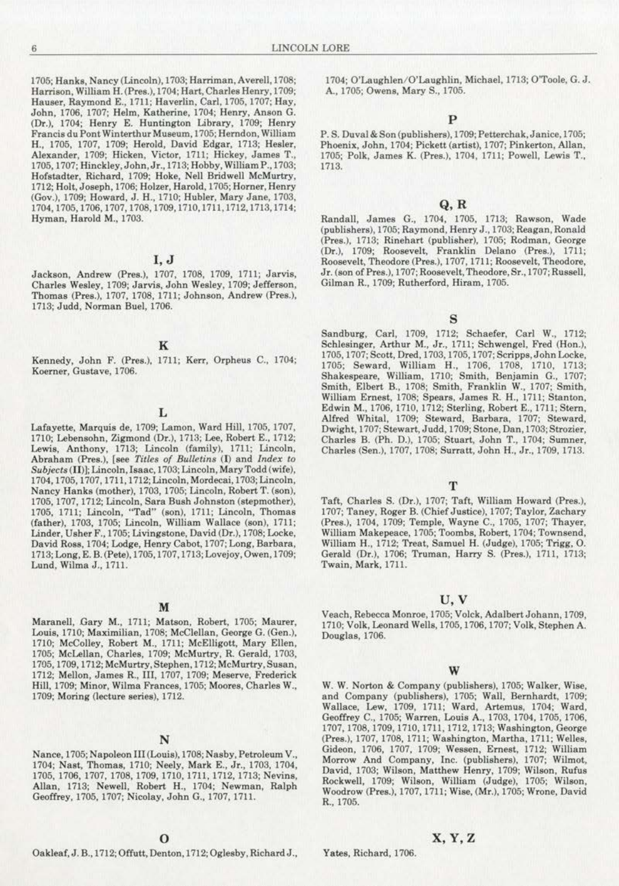1705; Hanks, Nancy (Lincoln), 1703; Harriman, Averell, 1708; Harrison, William H. (Pres.), 1704; Hart, Charles Henry, 1709; Hauser, Raymond E., 1711; Haverlin, Carl, 1705, 1707; Hay, John, 1706, 1707; Helm, Katherine, 1704; Henry, Anson G. (Dr.), 1704; Henry E. Huntington Library, 1709; Henry Francis du Pont Winterthur Museum, 1705; Herndon, William H., 1705, 1707, 1709; Herold, David Edgar, 1713; Hesler, Alexander, 1709; Hicken, Victor, 1711; Hickey, James T., 1705, 1707; Hinckley, John, Jr., 1713; Hobby, William P., 1703; Hofstadter, Richard, 1709; Hoke, Nell Bridwell McMurtry, 1712; Holt, Joseph, 1706; Holzer, Harold, 1705; Horner, Henry (Gov.), 1709; Howard, J. H., 1710; Hubler, Mary Jane, 1703, 1704, 1705, 1706, 1707, 1708, 1709, 1710, 1711, 1712, 1713, 1714; Hyman, Harold M., 1703.

## I, J

Jackson, Andrew (Pres.), 1707, 1708, 1709, 1711; Jarvis, Charles Wesley, 1709; Jarvis, John Wesley, 1709; Jefferson, Thomas (Pres.), 1707, 1708, 1711; Johnson, Andrew (Pres.), 1713; Judd, Norman Buel, 1706.

## K

Kennedy, John F. (Pres.), 1711; Kerr, Orpheus C., 1704; Koerner, Gustave, 1706.

## L

Lafayette, Marquis de, 1709; Lamon, Ward Hill, 1705, 1707, 1710; Lebensohn, Zigmond (Dr.), 1713; Lee, Robert E., 1712; Lewis, Anthony, 1713; Lincoln (family), 1711; Lincoln, Abraham (Pres.), [see *Titles of Bulletins* (I) and *Index to Subjects* (II)]; Lincoln, Isaac, 1703; Lincoln, Mary Todd (wife), 1704, 1705, 1707, 1711, 1712; Lincoln, Mordecai, 1703; Lincoln, Nancy Hanks (mother), 1703, 1705; Lincoln, Robert T. (son), 1705, 1707, 1712; Lincoln, Sara Bush Johnston (stepmother), 1705, 1711; Lincoln, "Tad" (son), 1711; Lincoln, Thomas (father), 1703, 1705; Lincoln, William Wallace (son), 1711; Linder, Usher F., 1705; Livingstone, David (Dr.), 1708; Locke, David Ross, 1704; Lodge, Henry Cabot, 1707; Long, Barbara, 1713; Long, E. B. (Pete), 1705, 1707, 1713; Lovejoy, Owen, 1709; Lund, Wilma J., 1711.

## M

Maranell, Gary M., 1711; Matson, Robert, 1705; Maurer, Louis, 1710; Maximilian, 1708; McClellan, George G. (Gen.), 1710; McColley, Robert M., 1711; McElligott, Mary Ellen, 1705; McLellan, Charles, 1709; McMurtry, R. Gerald, 1703, 1705, 1709, 1712; McMurtry, Stephen, 1712; McMurtry, Susan, 1712; Mellon, James R., III, 1707, 1709; Meserve, Frederick Hill, 1709; Minor, Wilma Frances, 1705; Moores, Charles W., 1709; Moring (lecture series), 1712.

## N

Nance, 1705; Napoleon III (Louis), 1708; Nasby, Petroleum V., 1704; Nast, Thomas, 1710; Neely, Mark E., Jr., 1703, 1704, 1705, 1706, 1707, 1708, 1709, 1710, 1711, 1712, 1713; Nevins, Allan, 1713; Newell, Robert H., 1704; Newman, Ralph Geoffrey, 1705, 1707; Nicolay, John G., 1707, 1711.

## O

Oakleaf, J. B., 1712; Offutt, Denton, 1712; Oglesby, Richard J., 1704; O'Laughlen/O'Laughlin, Michael, 1713; O'Toole, G. J. A., 1705; Owens, Mary S., 1705.

## P

P. S. Duval & Son (publishers), 1709; Petterchak, Janice, 1705; Phoenix, John, 1704; Pickett (artist), 1707; Pinkerton, Allan, 1705; Polk, James K. (Pres.), 1704, 1711; Powell, Lewis T., 1713.

## Q, R

Randall, James G., 1704, 1705, 1713; Rawson, Wade (publishers), 1705; Raymond, Henry J., 1703; Reagan, Ronald (Pres.), 1713; Rinehart (publisher), 1705; Rodman, George (Dr.), 1709; Roosevelt, Franklin Delano (Pres.), 1711; Roosevelt, Theodore (Pres.), 1707, 1711; Roosevelt, Theodore, Jr. (son of Pres.), 1707; Roosevelt, Theodore, Sr., 1707; Russell, Gilman R., 1709; Rutherford, Hiram, 1705.

## S

Sandburg, Carl, 1709, 1712; Schaefer, Carl W., 1712; Schlesinger, Arthur M., Jr., 1711; Schwengel, Fred (Hon.), 1705, 1707; Scott, Dred, 1703, 1705, 1707; Scripps, John Locke, 1705; Seward, William H., 1706, 1708, 1710, 1713; Shakespeare, William, 1710; Smith, Benjamin G., 1707; Smith, Elbert B., 1708; Smith, Franklin W., 1707; Smith, William Ernest, 1708; Spears, James R. H., 1711; Stanton, Edwin M., 1706, 1710, 1712; Sterling, Robert E., 1711; Stern, Alfred Whital, 1709; Steward, Barbara, 1707; Steward, Dwight, 1707; Stewart, Judd, 1709; Stone, Dan, 1703; Strozier, Charles B. (Ph. D.), 1705; Stuart, John T., 1704; Sumner, Charles (Sen.), 1707, 1708; Surratt, John H., Jr., 1709, 1713.

## T

Taft, Charles S. (Dr.), 1707; Taft, William Howard (Pres.), 1707; Taney, Roger B. (Chief Justice), 1707; Taylor, Zachary (Pres.), 1704, 1709; Temple, Wayne C., 1705, 1707; Thayer, William Makepeace, 1705; Toombs, Robert, 1704; Townsend, William H., 1712; Treat, Samuel H. (Judge), 1705; Trigg, O. Gerald (Dr.), 1706; Truman, Harry S. (Pres.), 1711, 1713; Twain, Mark, 1711.

## U, V

Veach, Rebecca Monroe, 1705; Volck, Adalbert Johann, 1709, 1710; Volk, Leonard Wells, 1705, 1706, 1707; Volk, Stephen A. Douglas, 1706.

## W

W. W. Norton & Company (publishers), 1705; Walker, Wise, and Company (publishers), 1705; Wall, Bernhardt, 1709; Wallace, Lew, 1709, 1711; Ward, Artemus, 1704; Ward, Geoffrey C., 1705; Warren, Louis A., 1703, 1704, 1705, 1706, 1707, 1708, 1709, 1710, 1711, 1712, 1713; Washington, George (Pres.), 1707, 1708, 1711; Washington, Martha, 1711; Welles, Gideon, 1706, 1707, 1709; Wessen, Ernest, 1712; William Morrow And Company, Inc. (publishers), 1707; Wilmot, David, 1703; Wilson, Matthew Henry, 1709; Wilson, Rufus Rockwell, 1709; Wilson, William (Judge), 1705; Wilson, Woodrow (Pres.), 1707, 1711; Wise, (Mr.), 1705; Wrone, David R., 1705.

## X, Y, Z

Yates, Richard, 1706.